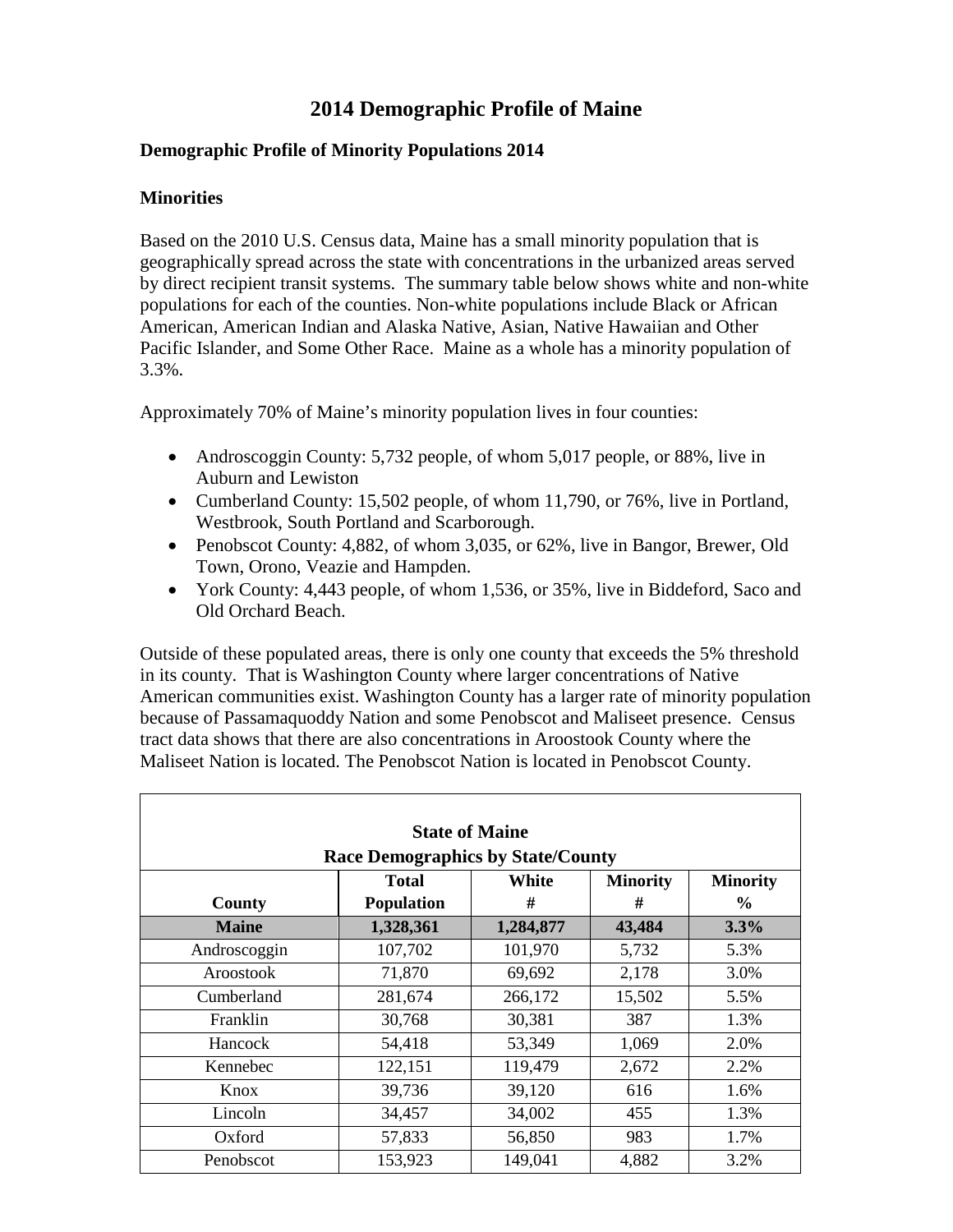# 2014 Demographic Profile of Maine

### Demographic Profile of Minority Populations 2014

### Minorities

Based on the 2010 U.S. Census data, Maine has a small minority population that is geographically spread across the state with concentrations in the urbanized areas served by direct recipient transit systems. The summary table below shows white and non-white populations for each of the counties. Non-white populations include Black or African American, American Indian and Alaska Native, Asian, Native Hawaiian and Other Pacific Islander, and Some Other Race. Maine as a whole has a minority population of 3.3%.

Approximately 70% of Maine's minority population lives in four counties:

- Androscoggin County: 5,732 people, of whom 5,017 people, or 88%, live in Auburn and Lewiston
- Cumberland County: 15,502 people, of whom 11,790, or 76%, live in Portland, Westbrook, South Portland and Scarborough.
- Penobscot County: 4,882, of whom 3,035, or 62%, live in Bangor, Brewer, Old Town, Orono, Veazie and Hampden.
- York County: 4,443 people, of whom 1,536, or 35%, live in Biddeford, Saco and Old Orchard Beach.

Outside of these populated areas, there is only one county that exceeds the 5% threshold in its county. That is Washington County where larger concentrations of Native American communities exist. Washington County has a larger rate of minority population because of Passamaquoddy Nation and some Penobscot and Maliseet presence. Census tract data shows that there are also concentrations in Aroostook County where the Maliseet Nation is located. The Penobscot Nation is located in Penobscot County.

**State of Maine**
**Race Demographics by State/County**

| County | Total Population | White # | Minority # | Minority % |
|---|---|---|---|---|
| **Maine** | **1,328,361** | **1,284,877** | **43,484** | **3.3%** |
| Androscoggin | 107,702 | 101,970 | 5,732 | 5.3% |
| Aroostook | 71,870 | 69,692 | 2,178 | 3.0% |
| Cumberland | 281,674 | 266,172 | 15,502 | 5.5% |
| Franklin | 30,768 | 30,381 | 387 | 1.3% |
| Hancock | 54,418 | 53,349 | 1,069 | 2.0% |
| Kennebec | 122,151 | 119,479 | 2,672 | 2.2% |
| Knox | 39,736 | 39,120 | 616 | 1.6% |
| Lincoln | 34,457 | 34,002 | 455 | 1.3% |
| Oxford | 57,833 | 56,850 | 983 | 1.7% |
| Penobscot | 153,923 | 149,041 | 4,882 | 3.2% |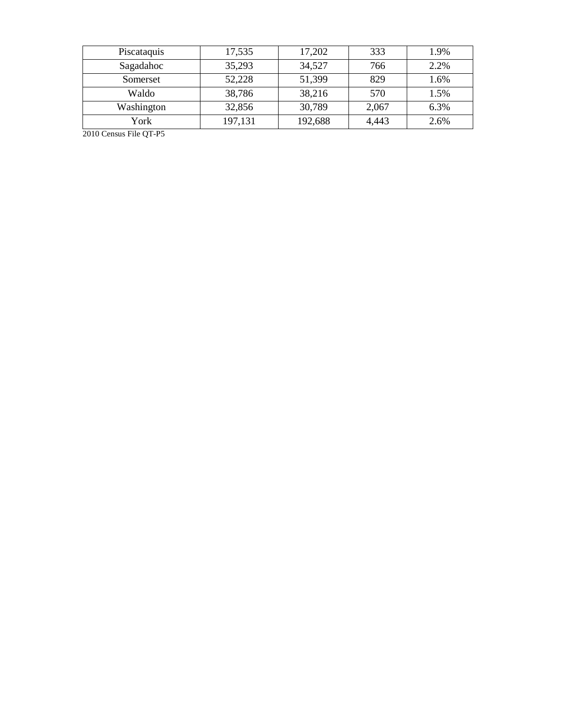| Piscataquis | 17,535 | 17,202 | 333 | 1.9% |
|---|---|---|---|---|
| Sagadahoc | 35,293 | 34,527 | 766 | 2.2% |
| Somerset | 52,228 | 51,399 | 829 | 1.6% |
| Waldo | 38,786 | 38,216 | 570 | 1.5% |
| Washington | 32,856 | 30,789 | 2,067 | 6.3% |
| York | 197,131 | 192,688 | 4,443 | 2.6% |

2010 Census File QT-P5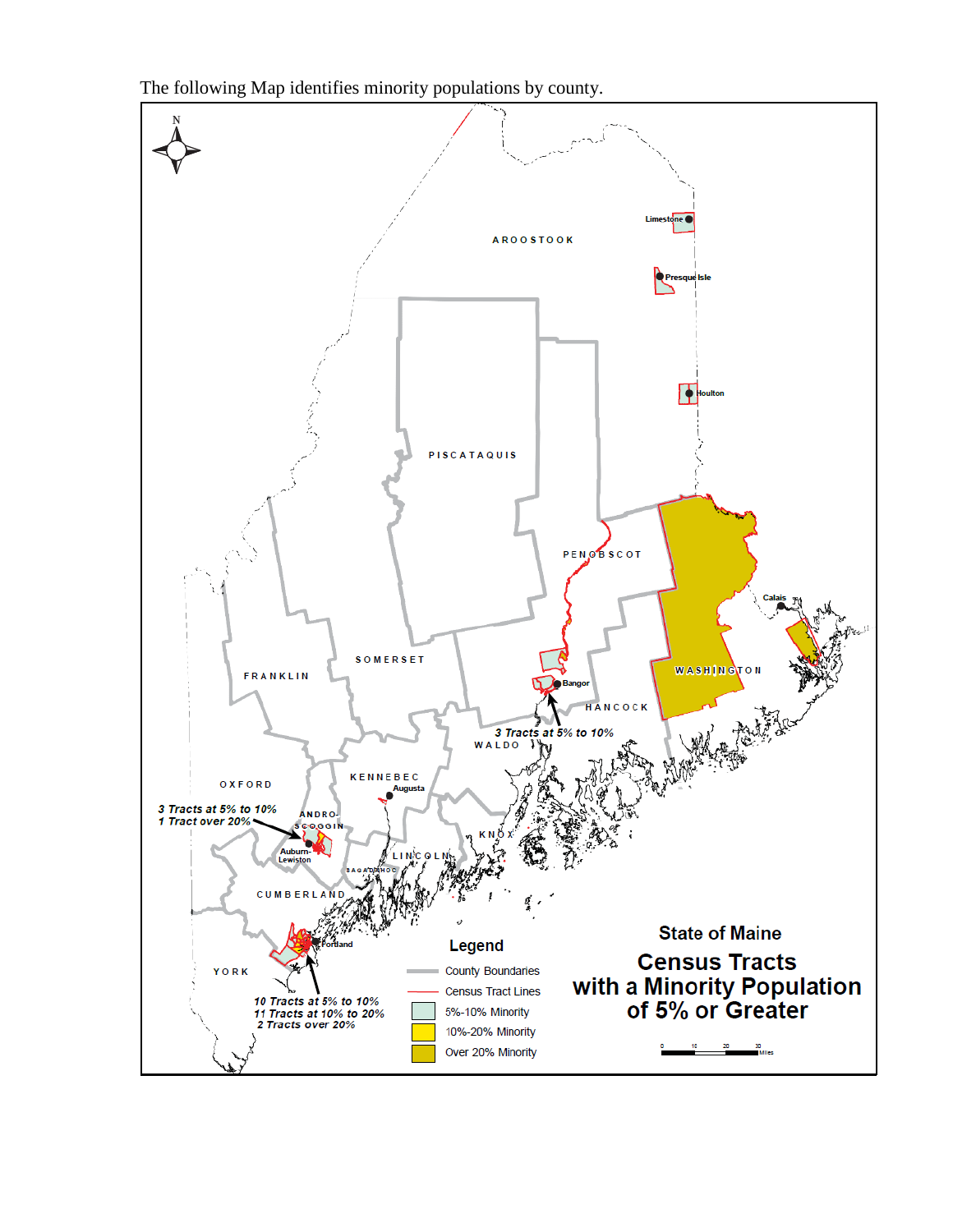The following Map identifies minority populations by county.

**State of Maine**

**Census Tracts with a Minority Population of 5% or Greater**

AROOSTOOK

Limestone

Presque Isle

Houlton

PISCATAQUIS

PENOBSCOT

Calais

WASHINGTON

Bangor

HANCOCK

3 Tracts at 5% to 10%

WALDO

SOMERSET

FRANKLIN

OXFORD

KENNEBEC

Augusta

3 Tracts at 5% to 10%
1 Tract over 20%

ANDRO-SCOGGIN

Auburn-Lewiston

SAGADAHOC

LINCOLN

KNOX

CUMBERLAND

Portland

YORK

10 Tracts at 5% to 10%
11 Tracts at 10% to 20%
2 Tracts over 20%

**Legend**

- County Boundaries
- Census Tract Lines
- 5%-10% Minority
- 10%-20% Minority
- Over 20% Minority

0 10 20 30 Miles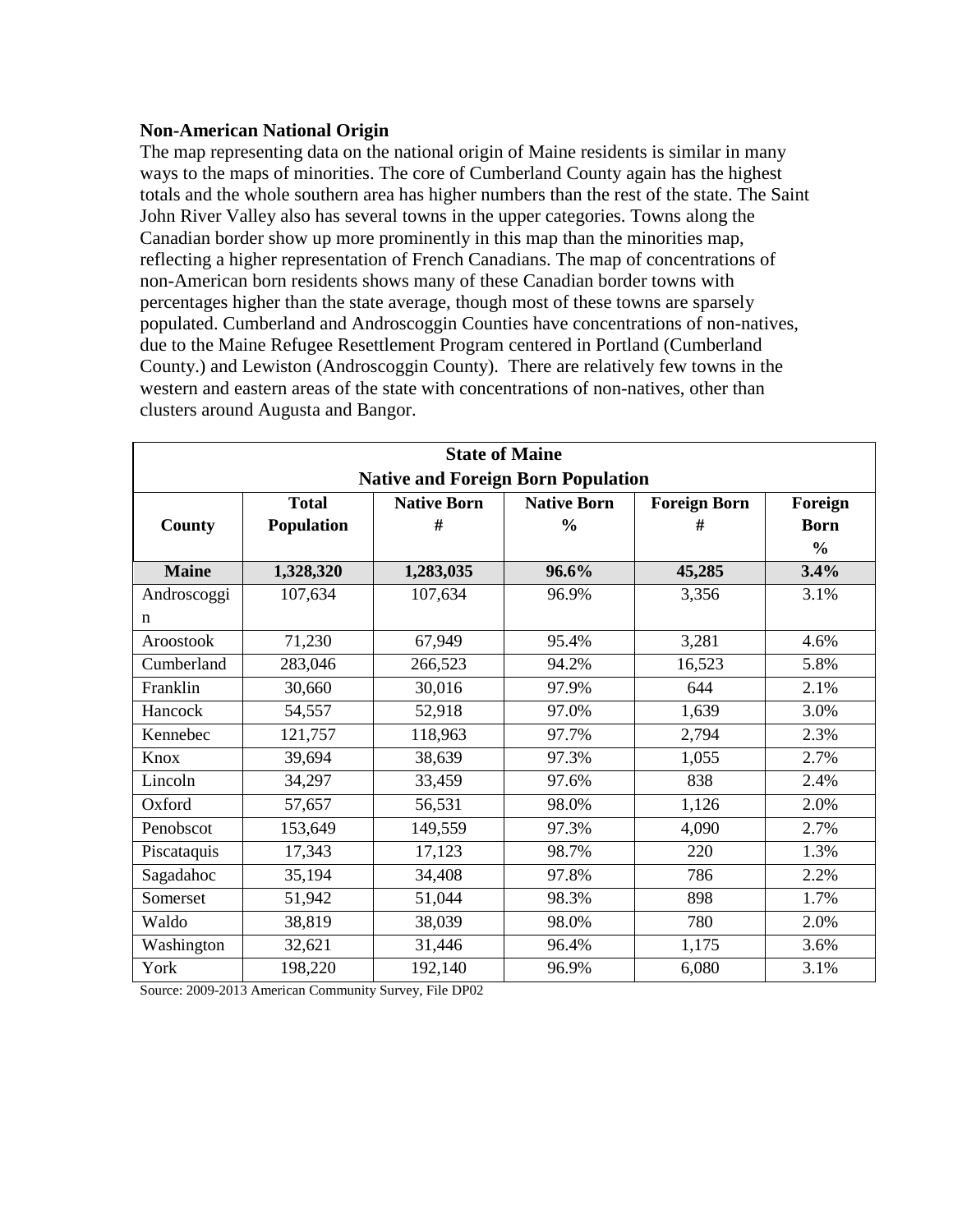**Non-American National Origin**

The map representing data on the national origin of Maine residents is similar in many ways to the maps of minorities. The core of Cumberland County again has the highest totals and the whole southern area has higher numbers than the rest of the state. The Saint John River Valley also has several towns in the upper categories. Towns along the Canadian border show up more prominently in this map than the minorities map, reflecting a higher representation of French Canadians. The map of concentrations of non-American born residents shows many of these Canadian border towns with percentages higher than the state average, though most of these towns are sparsely populated. Cumberland and Androscoggin Counties have concentrations of non-natives, due to the Maine Refugee Resettlement Program centered in Portland (Cumberland County.) and Lewiston (Androscoggin County). There are relatively few towns in the western and eastern areas of the state with concentrations of non-natives, other than clusters around Augusta and Bangor.

| State of Maine<br>Native and Foreign Born Population | | | | | |
|---|---|---|---|---|---|
| **County** | **Total Population** | **Native Born #** | **Native Born %** | **Foreign Born #** | **Foreign Born %** |
| **Maine** | **1,328,320** | **1,283,035** | **96.6%** | **45,285** | **3.4%** |
| Androscoggin | 107,634 | 107,634 | 96.9% | 3,356 | 3.1% |
| Aroostook | 71,230 | 67,949 | 95.4% | 3,281 | 4.6% |
| Cumberland | 283,046 | 266,523 | 94.2% | 16,523 | 5.8% |
| Franklin | 30,660 | 30,016 | 97.9% | 644 | 2.1% |
| Hancock | 54,557 | 52,918 | 97.0% | 1,639 | 3.0% |
| Kennebec | 121,757 | 118,963 | 97.7% | 2,794 | 2.3% |
| Knox | 39,694 | 38,639 | 97.3% | 1,055 | 2.7% |
| Lincoln | 34,297 | 33,459 | 97.6% | 838 | 2.4% |
| Oxford | 57,657 | 56,531 | 98.0% | 1,126 | 2.0% |
| Penobscot | 153,649 | 149,559 | 97.3% | 4,090 | 2.7% |
| Piscataquis | 17,343 | 17,123 | 98.7% | 220 | 1.3% |
| Sagadahoc | 35,194 | 34,408 | 97.8% | 786 | 2.2% |
| Somerset | 51,942 | 51,044 | 98.3% | 898 | 1.7% |
| Waldo | 38,819 | 38,039 | 98.0% | 780 | 2.0% |
| Washington | 32,621 | 31,446 | 96.4% | 1,175 | 3.6% |
| York | 198,220 | 192,140 | 96.9% | 6,080 | 3.1% |

Source: 2009-2013 American Community Survey, File DP02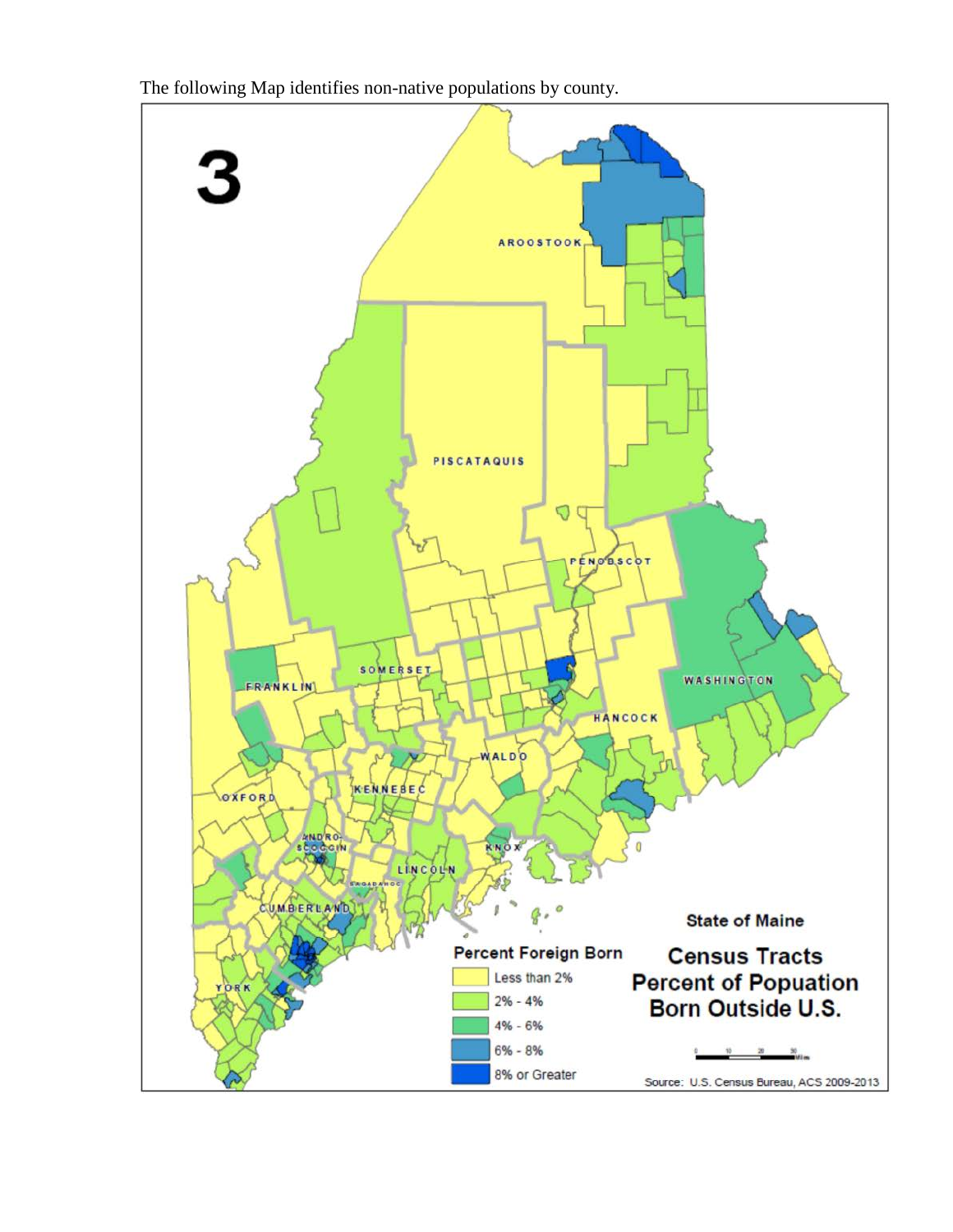The following Map identifies non-native populations by county.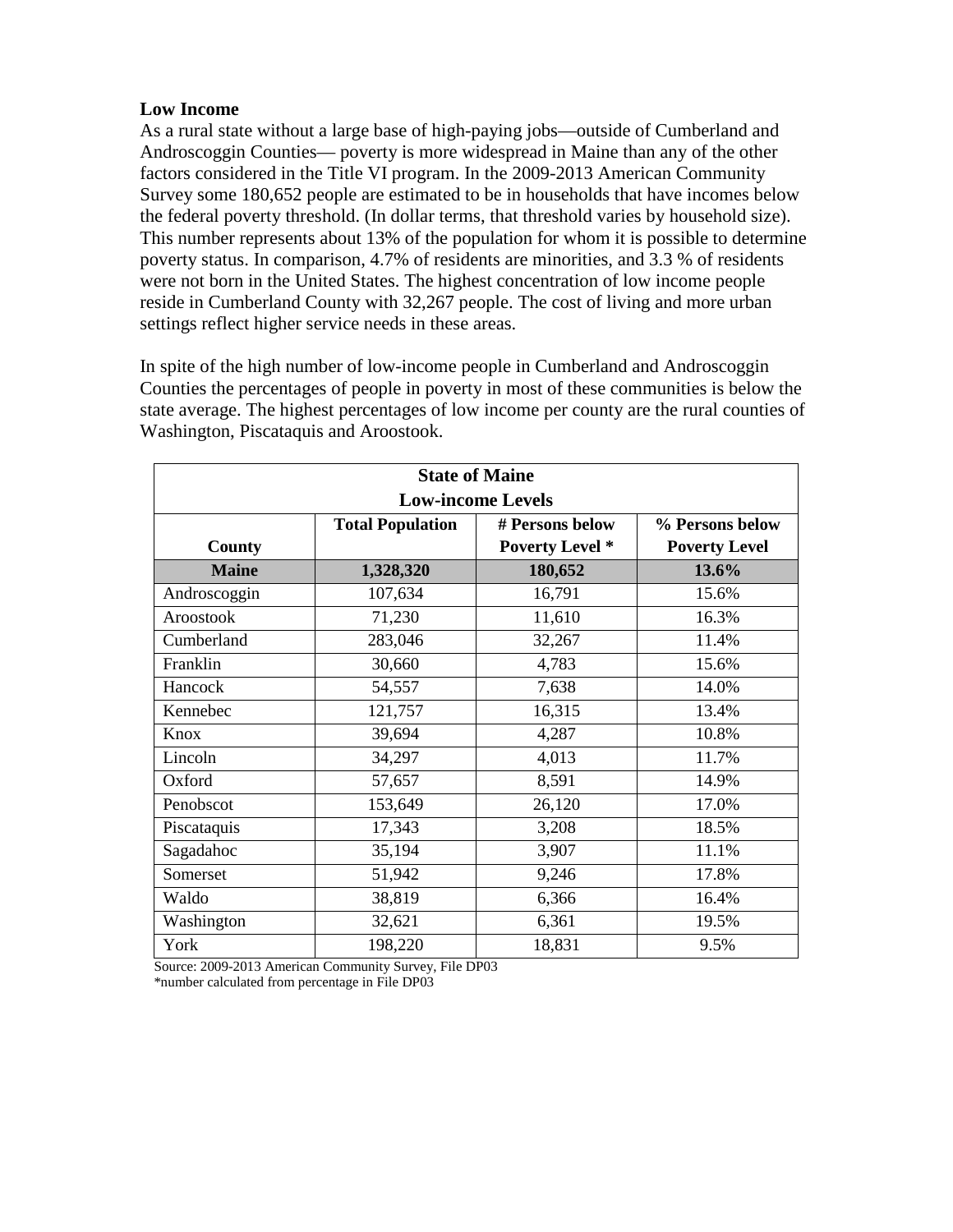**Low Income**

As a rural state without a large base of high-paying jobs—outside of Cumberland and Androscoggin Counties— poverty is more widespread in Maine than any of the other factors considered in the Title VI program. In the 2009-2013 American Community Survey some 180,652 people are estimated to be in households that have incomes below the federal poverty threshold. (In dollar terms, that threshold varies by household size). This number represents about 13% of the population for whom it is possible to determine poverty status. In comparison, 4.7% of residents are minorities, and 3.3 % of residents were not born in the United States. The highest concentration of low income people reside in Cumberland County with 32,267 people. The cost of living and more urban settings reflect higher service needs in these areas.

In spite of the high number of low-income people in Cumberland and Androscoggin Counties the percentages of people in poverty in most of these communities is below the state average. The highest percentages of low income per county are the rural counties of Washington, Piscataquis and Aroostook.

| State of Maine Low-income Levels | | | |
|---|---|---|---|
| **County** | **Total Population** | **# Persons below Poverty Level *** | **% Persons below Poverty Level** |
| **Maine** | **1,328,320** | **180,652** | **13.6%** |
| Androscoggin | 107,634 | 16,791 | 15.6% |
| Aroostook | 71,230 | 11,610 | 16.3% |
| Cumberland | 283,046 | 32,267 | 11.4% |
| Franklin | 30,660 | 4,783 | 15.6% |
| Hancock | 54,557 | 7,638 | 14.0% |
| Kennebec | 121,757 | 16,315 | 13.4% |
| Knox | 39,694 | 4,287 | 10.8% |
| Lincoln | 34,297 | 4,013 | 11.7% |
| Oxford | 57,657 | 8,591 | 14.9% |
| Penobscot | 153,649 | 26,120 | 17.0% |
| Piscataquis | 17,343 | 3,208 | 18.5% |
| Sagadahoc | 35,194 | 3,907 | 11.1% |
| Somerset | 51,942 | 9,246 | 17.8% |
| Waldo | 38,819 | 6,366 | 16.4% |
| Washington | 32,621 | 6,361 | 19.5% |
| York | 198,220 | 18,831 | 9.5% |

Source: 2009-2013 American Community Survey, File DP03
*number calculated from percentage in File DP03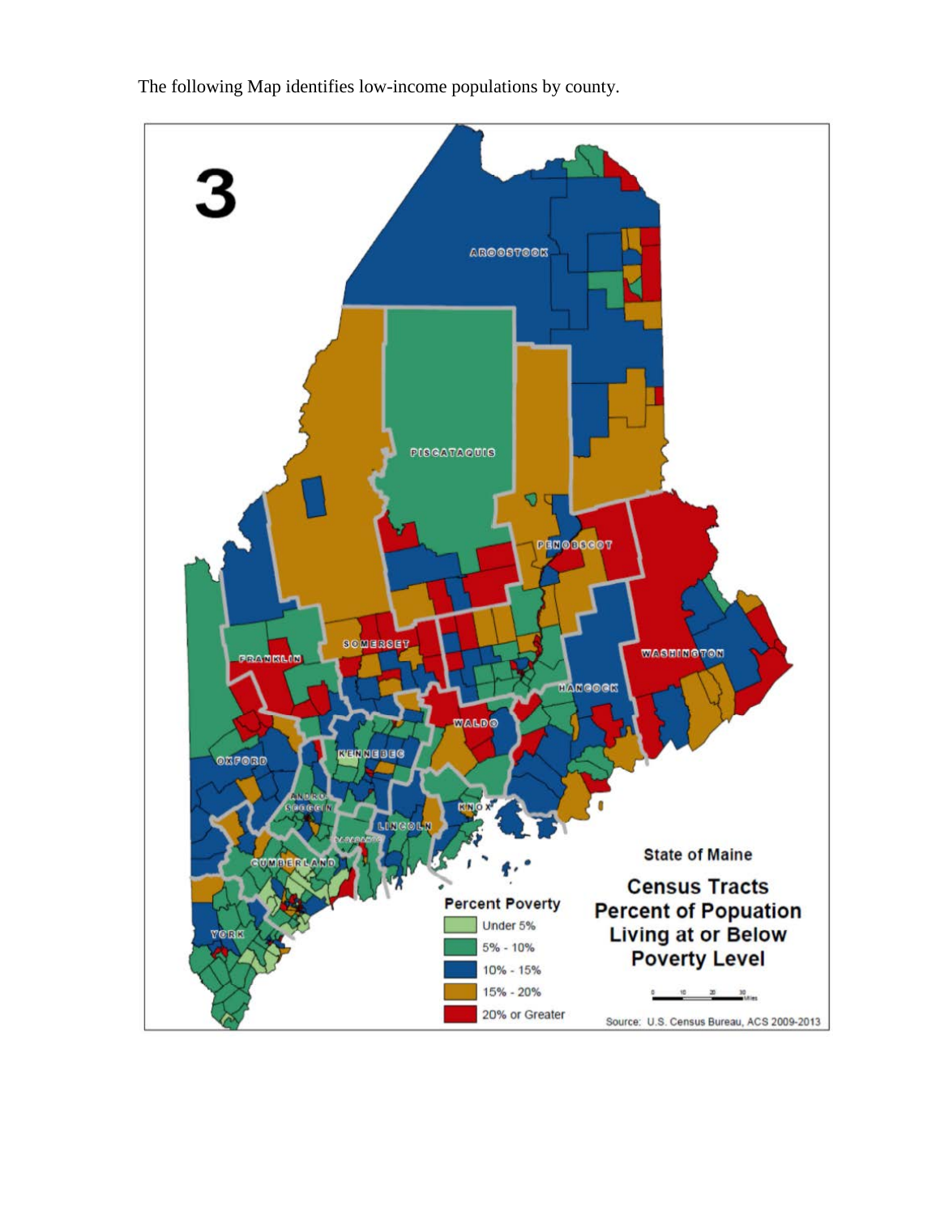The following Map identifies low-income populations by county.

3

AROOSTOOK

PISCATAQUIS

PENOBSCOT

SOMERSET

FRANKLIN

WASHINGTON

HANCOCK

WALDO

KENNEBEC

OXFORD

ANDROSCOGGIN

KNOX

LINCOLN

SAGADAHOC

CUMBERLAND

YORK

State of Maine

Census Tracts
Percent of Popuation
Living at or Below
Poverty Level

Percent Poverty

Under 5%

5% - 10%

10% - 15%

15% - 20%

20% or Greater

0 10 20 30 Miles

Source: U.S. Census Bureau, ACS 2009-2013